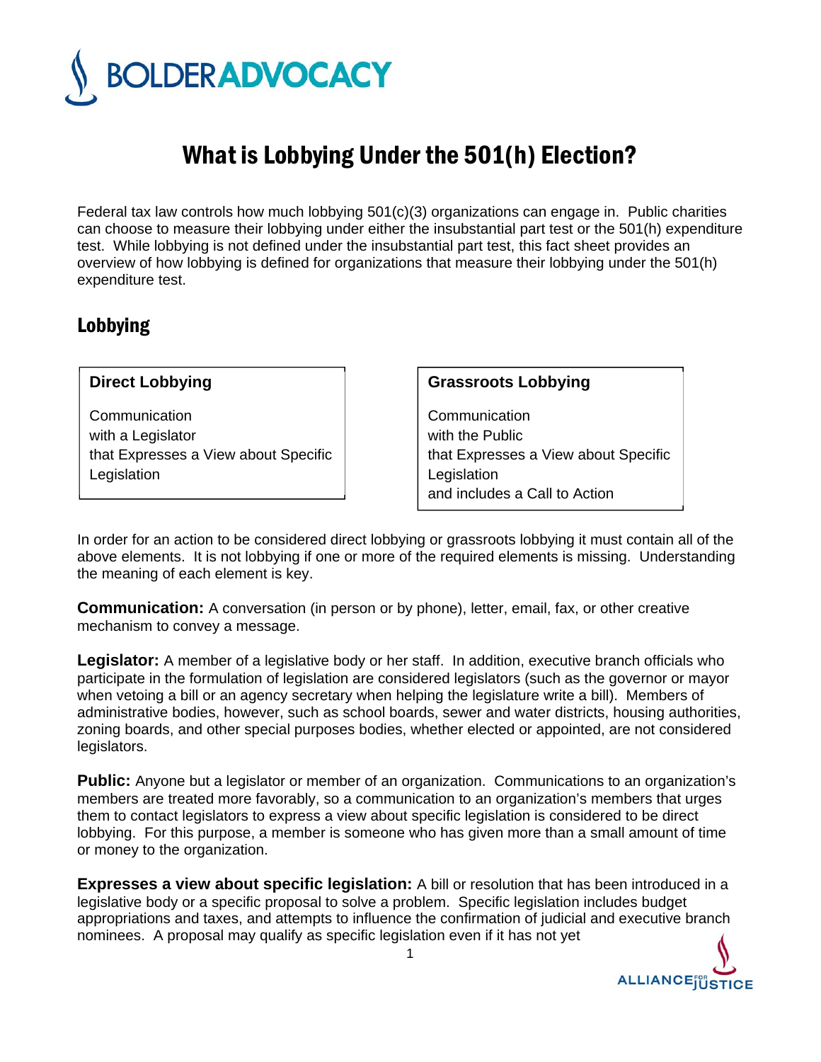# What is Lobbying Under the 501(h) Election?

Federal tax law controls how much lobbying 501(c)(3) organizations can engage in. Public charities can choose to measure their lobbying under either the insubstantial part test or the 501(h) expenditure test. While lobbying is not defined under the insubstantial part test, this fact sheet provides an overview of how lobbying is defined for organizations that measure their lobbying under the 501(h) expenditure test.

## Lobbying

| **Direct Lobbying** | **Grassroots Lobbying** |
| --- | --- |
| Communication<br>with a Legislator<br>that Expresses a View about Specific Legislation | Communication<br>with the Public<br>that Expresses a View about Specific Legislation<br>and includes a Call to Action |

In order for an action to be considered direct lobbying or grassroots lobbying it must contain all of the above elements. It is not lobbying if one or more of the required elements is missing. Understanding the meaning of each element is key.

**Communication:** A conversation (in person or by phone), letter, email, fax, or other creative mechanism to convey a message.

**Legislator:** A member of a legislative body or her staff. In addition, executive branch officials who participate in the formulation of legislation are considered legislators (such as the governor or mayor when vetoing a bill or an agency secretary when helping the legislature write a bill). Members of administrative bodies, however, such as school boards, sewer and water districts, housing authorities, zoning boards, and other special purposes bodies, whether elected or appointed, are not considered legislators.

**Public:** Anyone but a legislator or member of an organization. Communications to an organization's members are treated more favorably, so a communication to an organization's members that urges them to contact legislators to express a view about specific legislation is considered to be direct lobbying. For this purpose, a member is someone who has given more than a small amount of time or money to the organization.

**Expresses a view about specific legislation:** A bill or resolution that has been introduced in a legislative body or a specific proposal to solve a problem. Specific legislation includes budget appropriations and taxes, and attempts to influence the confirmation of judicial and executive branch nominees. A proposal may qualify as specific legislation even if it has not yet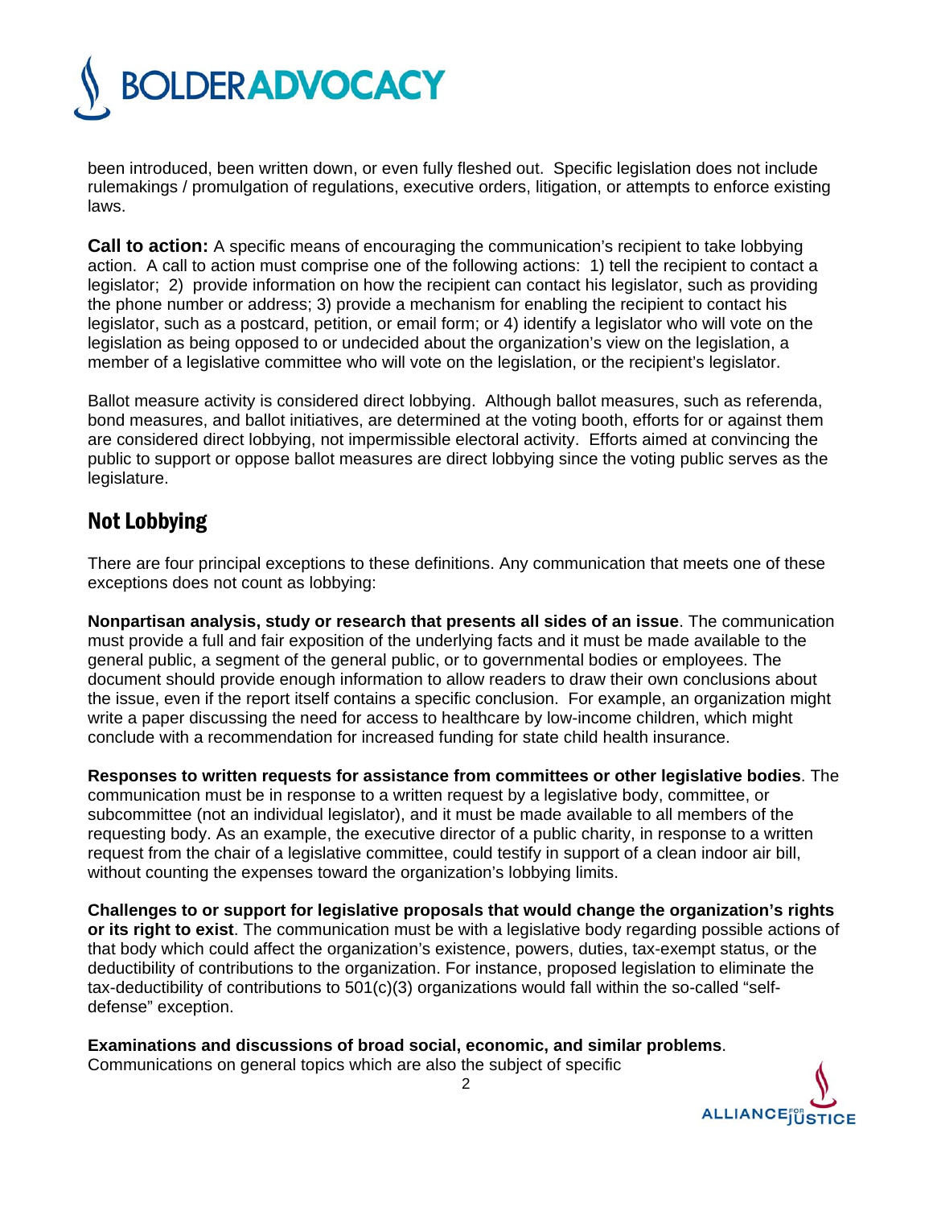been introduced, been written down, or even fully fleshed out. Specific legislation does not include rulemakings / promulgation of regulations, executive orders, litigation, or attempts to enforce existing laws.

**Call to action:** A specific means of encouraging the communication's recipient to take lobbying action. A call to action must comprise one of the following actions: 1) tell the recipient to contact a legislator; 2) provide information on how the recipient can contact his legislator, such as providing the phone number or address; 3) provide a mechanism for enabling the recipient to contact his legislator, such as a postcard, petition, or email form; or 4) identify a legislator who will vote on the legislation as being opposed to or undecided about the organization's view on the legislation, a member of a legislative committee who will vote on the legislation, or the recipient's legislator.

Ballot measure activity is considered direct lobbying. Although ballot measures, such as referenda, bond measures, and ballot initiatives, are determined at the voting booth, efforts for or against them are considered direct lobbying, not impermissible electoral activity. Efforts aimed at convincing the public to support or oppose ballot measures are direct lobbying since the voting public serves as the legislature.

## Not Lobbying

There are four principal exceptions to these definitions. Any communication that meets one of these exceptions does not count as lobbying:

**Nonpartisan analysis, study or research that presents all sides of an issue**. The communication must provide a full and fair exposition of the underlying facts and it must be made available to the general public, a segment of the general public, or to governmental bodies or employees. The document should provide enough information to allow readers to draw their own conclusions about the issue, even if the report itself contains a specific conclusion. For example, an organization might write a paper discussing the need for access to healthcare by low-income children, which might conclude with a recommendation for increased funding for state child health insurance.

**Responses to written requests for assistance from committees or other legislative bodies**. The communication must be in response to a written request by a legislative body, committee, or subcommittee (not an individual legislator), and it must be made available to all members of the requesting body. As an example, the executive director of a public charity, in response to a written request from the chair of a legislative committee, could testify in support of a clean indoor air bill, without counting the expenses toward the organization's lobbying limits.

**Challenges to or support for legislative proposals that would change the organization's rights or its right to exist**. The communication must be with a legislative body regarding possible actions of that body which could affect the organization's existence, powers, duties, tax-exempt status, or the deductibility of contributions to the organization. For instance, proposed legislation to eliminate the tax-deductibility of contributions to 501(c)(3) organizations would fall within the so-called "self-defense" exception.

**Examinations and discussions of broad social, economic, and similar problems**. Communications on general topics which are also the subject of specific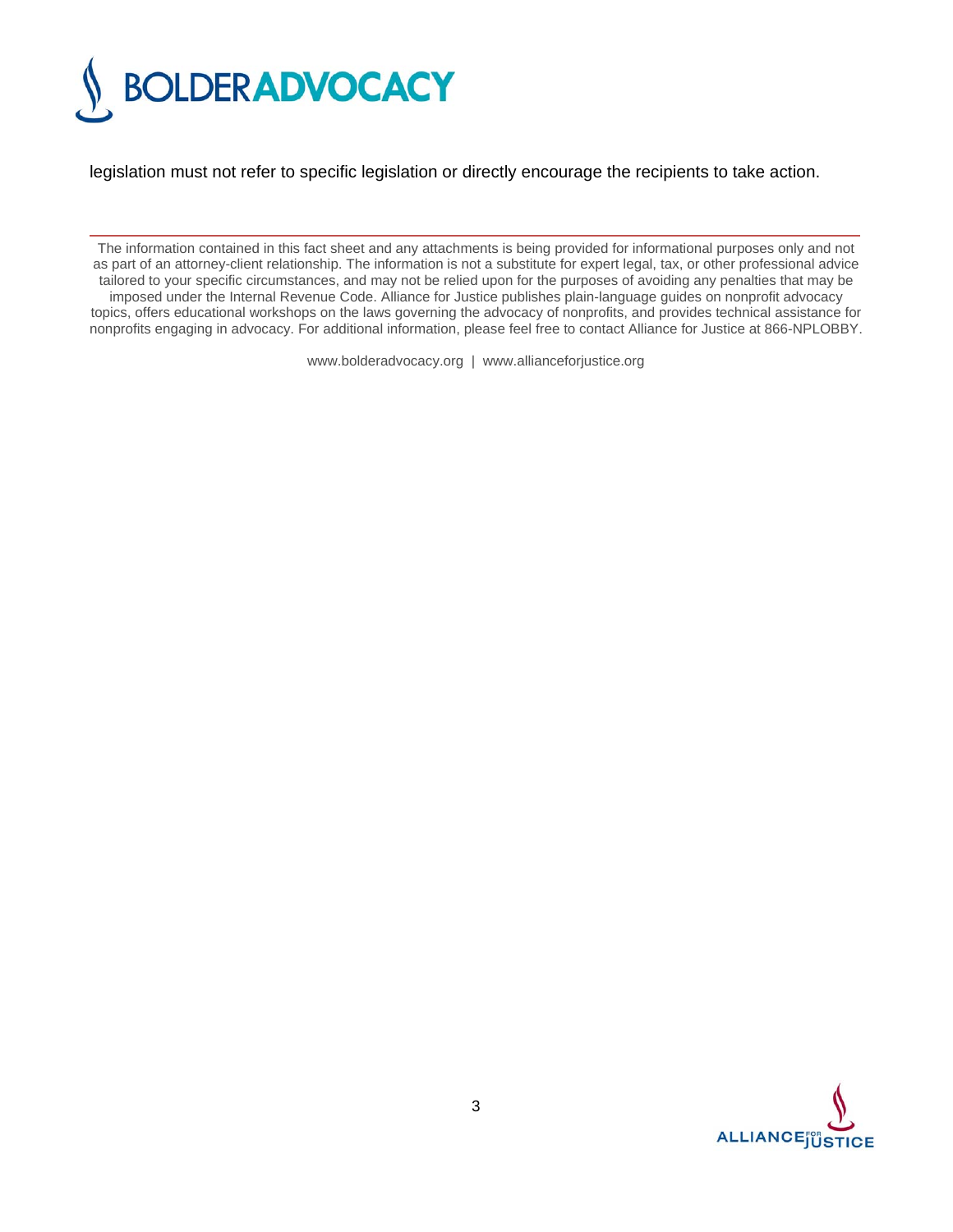legislation must not refer to specific legislation or directly encourage the recipients to take action.

---

The information contained in this fact sheet and any attachments is being provided for informational purposes only and not as part of an attorney-client relationship. The information is not a substitute for expert legal, tax, or other professional advice tailored to your specific circumstances, and may not be relied upon for the purposes of avoiding any penalties that may be imposed under the Internal Revenue Code. Alliance for Justice publishes plain-language guides on nonprofit advocacy topics, offers educational workshops on the laws governing the advocacy of nonprofits, and provides technical assistance for nonprofits engaging in advocacy. For additional information, please feel free to contact Alliance for Justice at 866-NPLOBBY.

www.bolderadvocacy.org | www.allianceforjustice.org